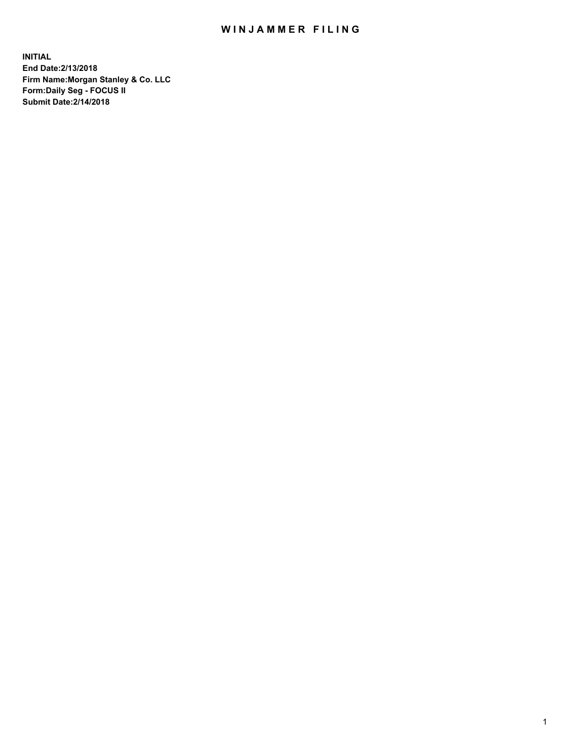# WINJAMMER FILING

**INITIAL**
**End Date:2/13/2018**
**Firm Name:Morgan Stanley & Co. LLC**
**Form:Daily Seg - FOCUS II**
**Submit Date:2/14/2018**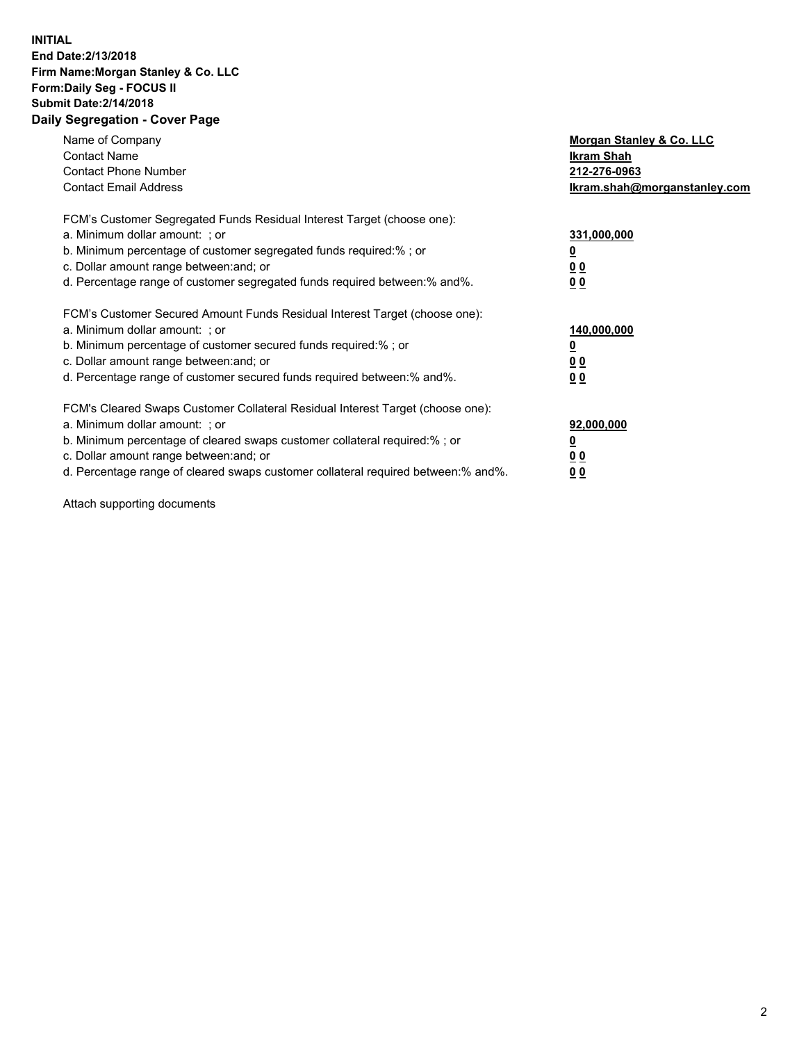**INITIAL**
**End Date:2/13/2018**
**Firm Name:Morgan Stanley & Co. LLC**
**Form:Daily Seg - FOCUS II**
**Submit Date:2/14/2018**

## Daily Segregation - Cover Page

| | |
|---|---|
| Name of Company | **Morgan Stanley & Co. LLC** |
| Contact Name | **Ikram Shah** |
| Contact Phone Number | **212-276-0963** |
| Contact Email Address | **Ikram.shah@morganstanley.com** |

FCM's Customer Segregated Funds Residual Interest Target (choose one):

| | |
|---|---|
| a. Minimum dollar amount: ; or | **331,000,000** |
| b. Minimum percentage of customer segregated funds required:% ; or | **0** |
| c. Dollar amount range between:and; or | **0 0** |
| d. Percentage range of customer segregated funds required between:% and%. | **0 0** |

FCM's Customer Secured Amount Funds Residual Interest Target (choose one):

| | |
|---|---|
| a. Minimum dollar amount: ; or | **140,000,000** |
| b. Minimum percentage of customer secured funds required:% ; or | **0** |
| c. Dollar amount range between:and; or | **0 0** |
| d. Percentage range of customer secured funds required between:% and%. | **0 0** |

FCM's Cleared Swaps Customer Collateral Residual Interest Target (choose one):

| | |
|---|---|
| a. Minimum dollar amount: ; or | **92,000,000** |
| b. Minimum percentage of cleared swaps customer collateral required:% ; or | **0** |
| c. Dollar amount range between:and; or | **0 0** |
| d. Percentage range of cleared swaps customer collateral required between:% and%. | **0 0** |

Attach supporting documents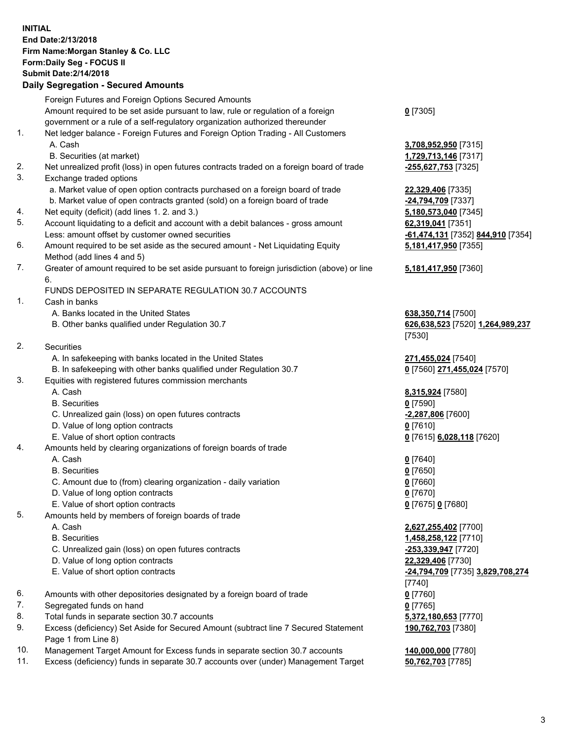**INITIAL**
**End Date:2/13/2018**
**Firm Name:Morgan Stanley & Co. LLC**
**Form:Daily Seg - FOCUS II**
**Submit Date:2/14/2018**

## Daily Segregation - Secured Amounts

| | | |
|---|---|---|
| | Foreign Futures and Foreign Options Secured Amounts | |
| | Amount required to be set aside pursuant to law, rule or regulation of a foreign government or a rule of a self-regulatory organization authorized thereunder | **0** [7305] |
| 1. | Net ledger balance - Foreign Futures and Foreign Option Trading - All Customers | |
| | A. Cash | **3,708,952,950** [7315] |
| | B. Securities (at market) | **1,729,713,146** [7317] |
| 2. | Net unrealized profit (loss) in open futures contracts traded on a foreign board of trade | **-255,627,753** [7325] |
| 3. | Exchange traded options | |
| | a. Market value of open option contracts purchased on a foreign board of trade | **22,329,406** [7335] |
| | b. Market value of open contracts granted (sold) on a foreign board of trade | **-24,794,709** [7337] |
| 4. | Net equity (deficit) (add lines 1. 2. and 3.) | **5,180,573,040** [7345] |
| 5. | Account liquidating to a deficit and account with a debit balances - gross amount | **62,319,041** [7351] |
| | Less: amount offset by customer owned securities | **-61,474,131** [7352] **844,910** [7354] |
| 6. | Amount required to be set aside as the secured amount - Net Liquidating Equity Method (add lines 4 and 5) | **5,181,417,950** [7355] |
| 7. | Greater of amount required to be set aside pursuant to foreign jurisdiction (above) or line 6. | **5,181,417,950** [7360] |
| | FUNDS DEPOSITED IN SEPARATE REGULATION 30.7 ACCOUNTS | |
| 1. | Cash in banks | |
| | A. Banks located in the United States | **638,350,714** [7500] |
| | B. Other banks qualified under Regulation 30.7 | **626,638,523** [7520] **1,264,989,237** [7530] |
| 2. | Securities | |
| | A. In safekeeping with banks located in the United States | **271,455,024** [7540] |
| | B. In safekeeping with other banks qualified under Regulation 30.7 | **0** [7560] **271,455,024** [7570] |
| 3. | Equities with registered futures commission merchants | |
| | A. Cash | **8,315,924** [7580] |
| | B. Securities | **0** [7590] |
| | C. Unrealized gain (loss) on open futures contracts | **-2,287,806** [7600] |
| | D. Value of long option contracts | **0** [7610] |
| | E. Value of short option contracts | **0** [7615] **6,028,118** [7620] |
| 4. | Amounts held by clearing organizations of foreign boards of trade | |
| | A. Cash | **0** [7640] |
| | B. Securities | **0** [7650] |
| | C. Amount due to (from) clearing organization - daily variation | **0** [7660] |
| | D. Value of long option contracts | **0** [7670] |
| | E. Value of short option contracts | **0** [7675] **0** [7680] |
| 5. | Amounts held by members of foreign boards of trade | |
| | A. Cash | **2,627,255,402** [7700] |
| | B. Securities | **1,458,258,122** [7710] |
| | C. Unrealized gain (loss) on open futures contracts | **-253,339,947** [7720] |
| | D. Value of long option contracts | **22,329,406** [7730] |
| | E. Value of short option contracts | **-24,794,709** [7735] **3,829,708,274** [7740] |
| 6. | Amounts with other depositories designated by a foreign board of trade | **0** [7760] |
| 7. | Segregated funds on hand | **0** [7765] |
| 8. | Total funds in separate section 30.7 accounts | **5,372,180,653** [7770] |
| 9. | Excess (deficiency) Set Aside for Secured Amount (subtract line 7 Secured Statement Page 1 from Line 8) | **190,762,703** [7380] |
| 10. | Management Target Amount for Excess funds in separate section 30.7 accounts | **140,000,000** [7780] |
| 11. | Excess (deficiency) funds in separate 30.7 accounts over (under) Management Target | **50,762,703** [7785] |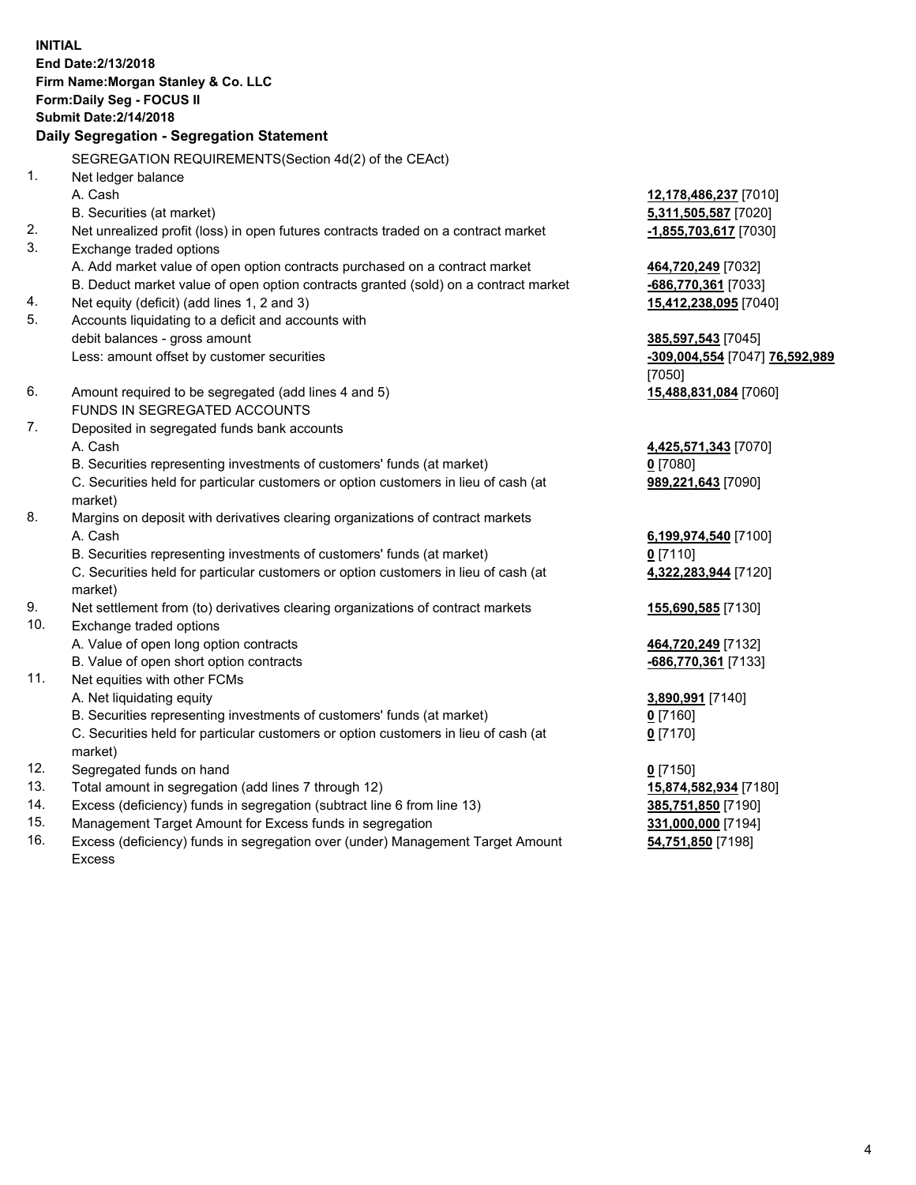**INITIAL**
**End Date:2/13/2018**
**Firm Name:Morgan Stanley & Co. LLC**
**Form:Daily Seg - FOCUS II**
**Submit Date:2/14/2018**

**Daily Segregation - Segregation Statement**

SEGREGATION REQUIREMENTS(Section 4d(2) of the CEAct)

| | | |
|---|---|---|
| 1. | Net ledger balance | |
| | A. Cash | **12,178,486,237** [7010] |
| | B. Securities (at market) | **5,311,505,587** [7020] |
| 2. | Net unrealized profit (loss) in open futures contracts traded on a contract market | **-1,855,703,617** [7030] |
| 3. | Exchange traded options | |
| | A. Add market value of open option contracts purchased on a contract market | **464,720,249** [7032] |
| | B. Deduct market value of open option contracts granted (sold) on a contract market | **-686,770,361** [7033] |
| 4. | Net equity (deficit) (add lines 1, 2 and 3) | **15,412,238,095** [7040] |
| 5. | Accounts liquidating to a deficit and accounts with debit balances - gross amount | **385,597,543** [7045] |
| | Less: amount offset by customer securities | **-309,004,554** [7047] **76,592,989** [7050] |
| 6. | Amount required to be segregated (add lines 4 and 5) | **15,488,831,084** [7060] |
| | FUNDS IN SEGREGATED ACCOUNTS | |
| 7. | Deposited in segregated funds bank accounts | |
| | A. Cash | **4,425,571,343** [7070] |
| | B. Securities representing investments of customers' funds (at market) | **0** [7080] |
| | C. Securities held for particular customers or option customers in lieu of cash (at market) | **989,221,643** [7090] |
| 8. | Margins on deposit with derivatives clearing organizations of contract markets | |
| | A. Cash | **6,199,974,540** [7100] |
| | B. Securities representing investments of customers' funds (at market) | **0** [7110] |
| | C. Securities held for particular customers or option customers in lieu of cash (at market) | **4,322,283,944** [7120] |
| 9. | Net settlement from (to) derivatives clearing organizations of contract markets | **155,690,585** [7130] |
| 10. | Exchange traded options | |
| | A. Value of open long option contracts | **464,720,249** [7132] |
| | B. Value of open short option contracts | **-686,770,361** [7133] |
| 11. | Net equities with other FCMs | |
| | A. Net liquidating equity | **3,890,991** [7140] |
| | B. Securities representing investments of customers' funds (at market) | **0** [7160] |
| | C. Securities held for particular customers or option customers in lieu of cash (at market) | **0** [7170] |
| 12. | Segregated funds on hand | **0** [7150] |
| 13. | Total amount in segregation (add lines 7 through 12) | **15,874,582,934** [7180] |
| 14. | Excess (deficiency) funds in segregation (subtract line 6 from line 13) | **385,751,850** [7190] |
| 15. | Management Target Amount for Excess funds in segregation | **331,000,000** [7194] |
| 16. | Excess (deficiency) funds in segregation over (under) Management Target Amount Excess | **54,751,850** [7198] |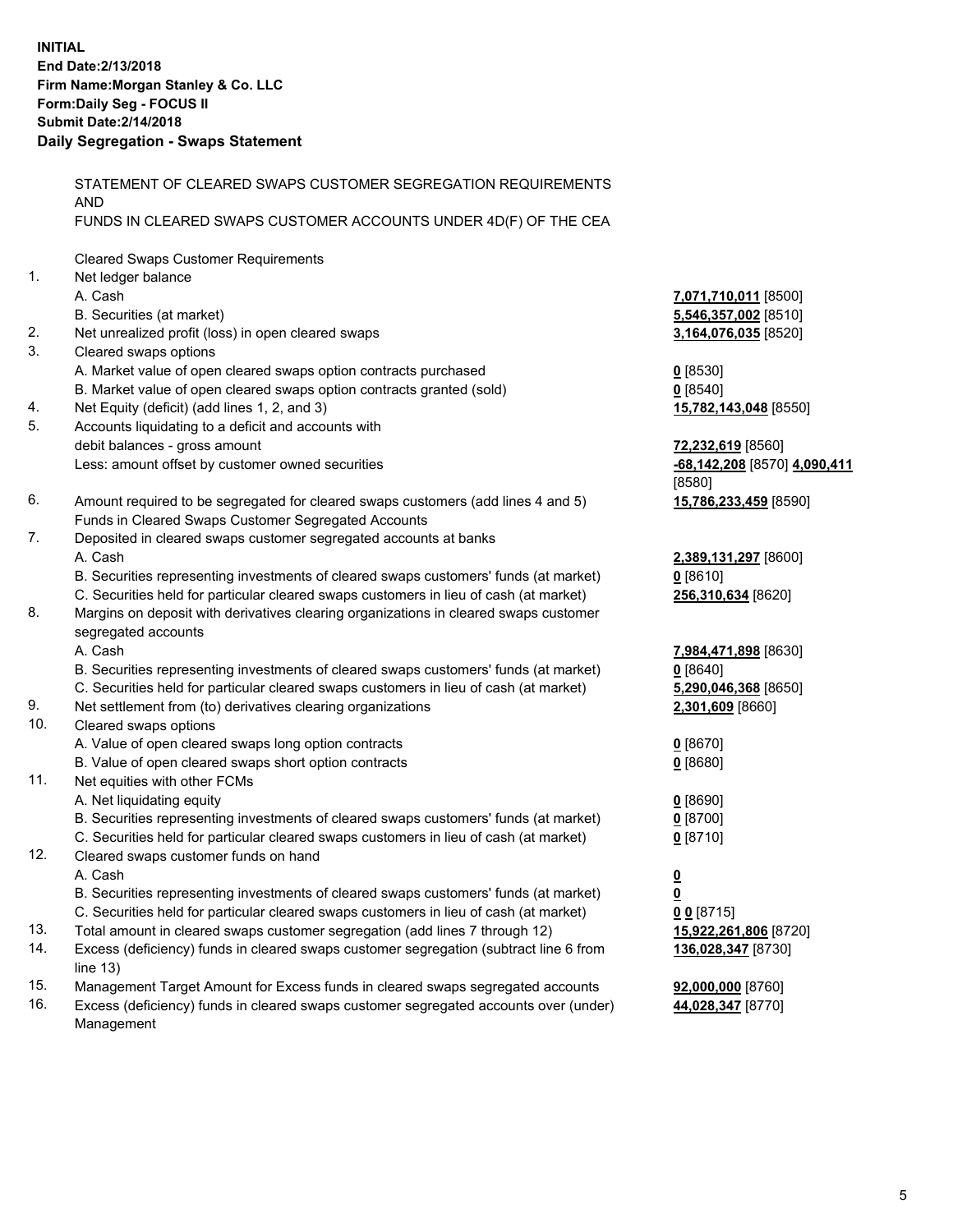**INITIAL**
**End Date:2/13/2018**
**Firm Name:Morgan Stanley & Co. LLC**
**Form:Daily Seg - FOCUS II**
**Submit Date:2/14/2018**
**Daily Segregation - Swaps Statement**

STATEMENT OF CLEARED SWAPS CUSTOMER SEGREGATION REQUIREMENTS AND FUNDS IN CLEARED SWAPS CUSTOMER ACCOUNTS UNDER 4D(F) OF THE CEA

| | | |
|---|---|---|
| | Cleared Swaps Customer Requirements | |
| 1. | Net ledger balance | |
| | A. Cash | **7,071,710,011** [8500] |
| | B. Securities (at market) | **5,546,357,002** [8510] |
| 2. | Net unrealized profit (loss) in open cleared swaps | **3,164,076,035** [8520] |
| 3. | Cleared swaps options | |
| | A. Market value of open cleared swaps option contracts purchased | **0** [8530] |
| | B. Market value of open cleared swaps option contracts granted (sold) | **0** [8540] |
| 4. | Net Equity (deficit) (add lines 1, 2, and 3) | **15,782,143,048** [8550] |
| 5. | Accounts liquidating to a deficit and accounts with debit balances - gross amount | **72,232,619** [8560] |
| | Less: amount offset by customer owned securities | **-68,142,208** [8570] **4,090,411** [8580] |
| 6. | Amount required to be segregated for cleared swaps customers (add lines 4 and 5) | **15,786,233,459** [8590] |
| | Funds in Cleared Swaps Customer Segregated Accounts | |
| 7. | Deposited in cleared swaps customer segregated accounts at banks | |
| | A. Cash | **2,389,131,297** [8600] |
| | B. Securities representing investments of cleared swaps customers' funds (at market) | **0** [8610] |
| | C. Securities held for particular cleared swaps customers in lieu of cash (at market) | **256,310,634** [8620] |
| 8. | Margins on deposit with derivatives clearing organizations in cleared swaps customer segregated accounts | |
| | A. Cash | **7,984,471,898** [8630] |
| | B. Securities representing investments of cleared swaps customers' funds (at market) | **0** [8640] |
| | C. Securities held for particular cleared swaps customers in lieu of cash (at market) | **5,290,046,368** [8650] |
| 9. | Net settlement from (to) derivatives clearing organizations | **2,301,609** [8660] |
| 10. | Cleared swaps options | |
| | A. Value of open cleared swaps long option contracts | **0** [8670] |
| | B. Value of open cleared swaps short option contracts | **0** [8680] |
| 11. | Net equities with other FCMs | |
| | A. Net liquidating equity | **0** [8690] |
| | B. Securities representing investments of cleared swaps customers' funds (at market) | **0** [8700] |
| | C. Securities held for particular cleared swaps customers in lieu of cash (at market) | **0** [8710] |
| 12. | Cleared swaps customer funds on hand | |
| | A. Cash | **0** |
| | B. Securities representing investments of cleared swaps customers' funds (at market) | **0** |
| | C. Securities held for particular cleared swaps customers in lieu of cash (at market) | **0** **0** [8715] |
| 13. | Total amount in cleared swaps customer segregation (add lines 7 through 12) | **15,922,261,806** [8720] |
| 14. | Excess (deficiency) funds in cleared swaps customer segregation (subtract line 6 from line 13) | **136,028,347** [8730] |
| 15. | Management Target Amount for Excess funds in cleared swaps segregated accounts | **92,000,000** [8760] |
| 16. | Excess (deficiency) funds in cleared swaps customer segregated accounts over (under) Management | **44,028,347** [8770] |